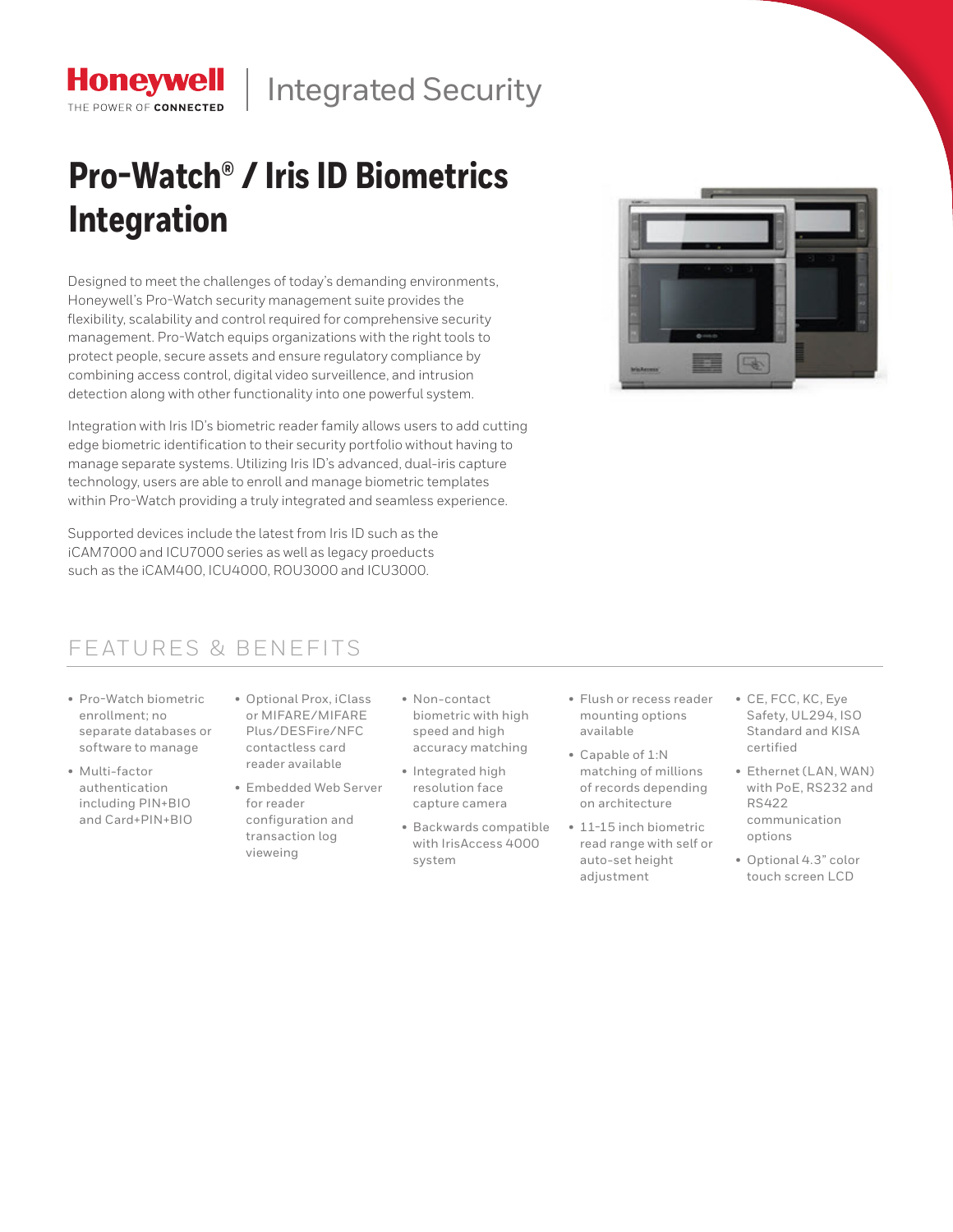Honeywell
THE POWER OF CONNECTED

Integrated Security

# Pro-Watch® / Iris ID Biometrics Integration

Designed to meet the challenges of today's demanding environments, Honeywell's Pro-Watch security management suite provides the flexibility, scalability and control required for comprehensive security management. Pro-Watch equips organizations with the right tools to protect people, secure assets and ensure regulatory compliance by combining access control, digital video surveillence, and intrusion detection along with other functionality into one powerful system.

Integration with Iris ID's biometric reader family allows users to add cutting edge biometric identification to their security portfolio without having to manage separate systems. Utilizing Iris ID's advanced, dual-iris capture technology, users are able to enroll and manage biometric templates within Pro-Watch providing a truly integrated and seamless experience.

Supported devices include the latest from Iris ID such as the iCAM7000 and ICU7000 series as well as legacy proeducts such as the iCAM400, ICU4000, ROU3000 and ICU3000.

## FEATURES & BENEFITS

- Pro-Watch biometric enrollment; no separate databases or software to manage
- Multi-factor authentication including PIN+BIO and Card+PIN+BIO
- Optional Prox, iClass or MIFARE/MIFARE Plus/DESFire/NFC contactless card reader available
- Embedded Web Server for reader configuration and transaction log vieweing
- Non-contact biometric with high speed and high accuracy matching
- Integrated high resolution face capture camera
- Backwards compatible with IrisAccess 4000 system
- Flush or recess reader mounting options available
- Capable of 1:N matching of millions of records depending on architecture
- 11-15 inch biometric read range with self or auto-set height adjustment
- CE, FCC, KC, Eye Safety, UL294, ISO Standard and KISA certified
- Ethernet (LAN, WAN) with PoE, RS232 and RS422 communication options
- Optional 4.3" color touch screen LCD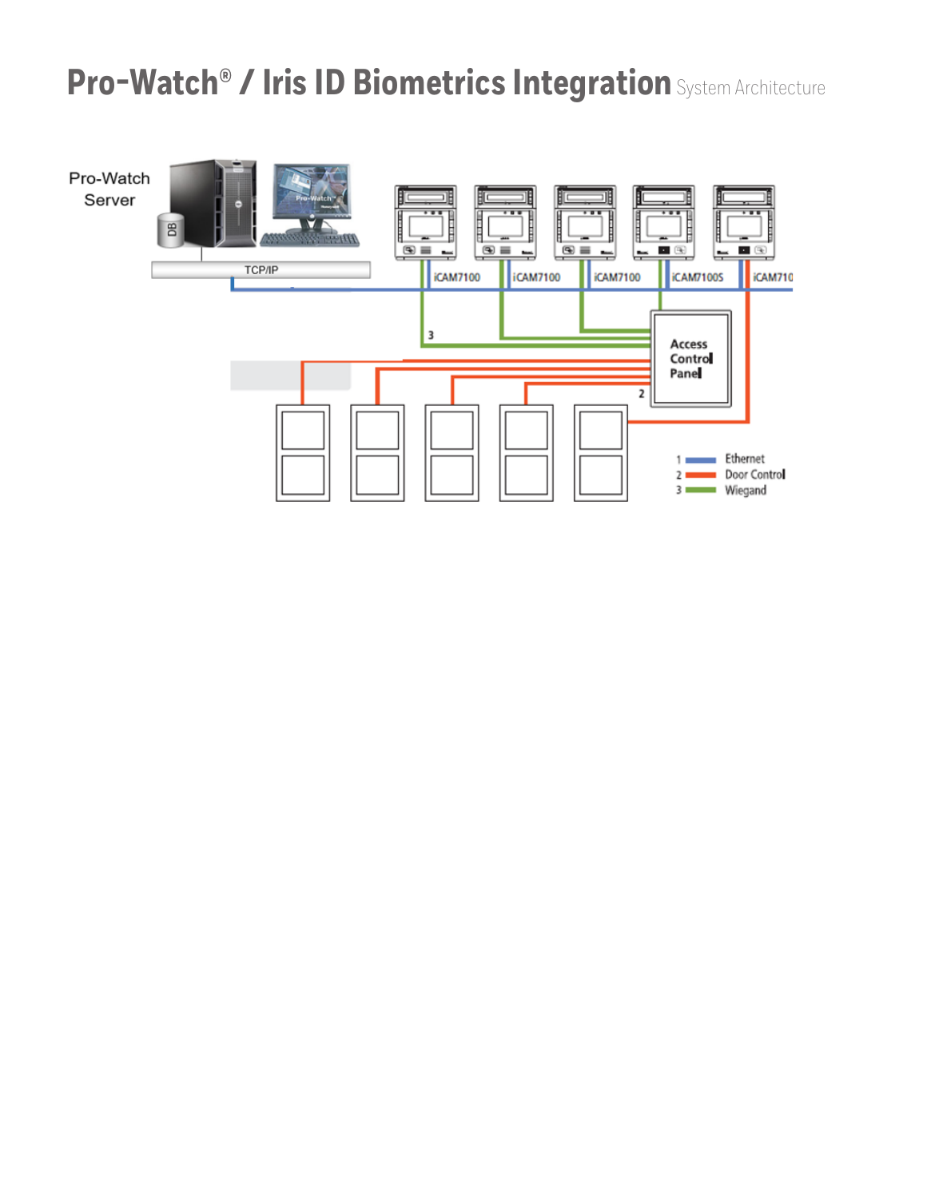# Pro-Watch® / Iris ID Biometrics Integration System Architecture

Pro-Watch Server

DB

TCP/IP

iCAM7100

iCAM7100

iCAM7100

iCAM7100S

iCAM710

3

Access Control Panel

2

1 Ethernet
2 Door Control
3 Wiegand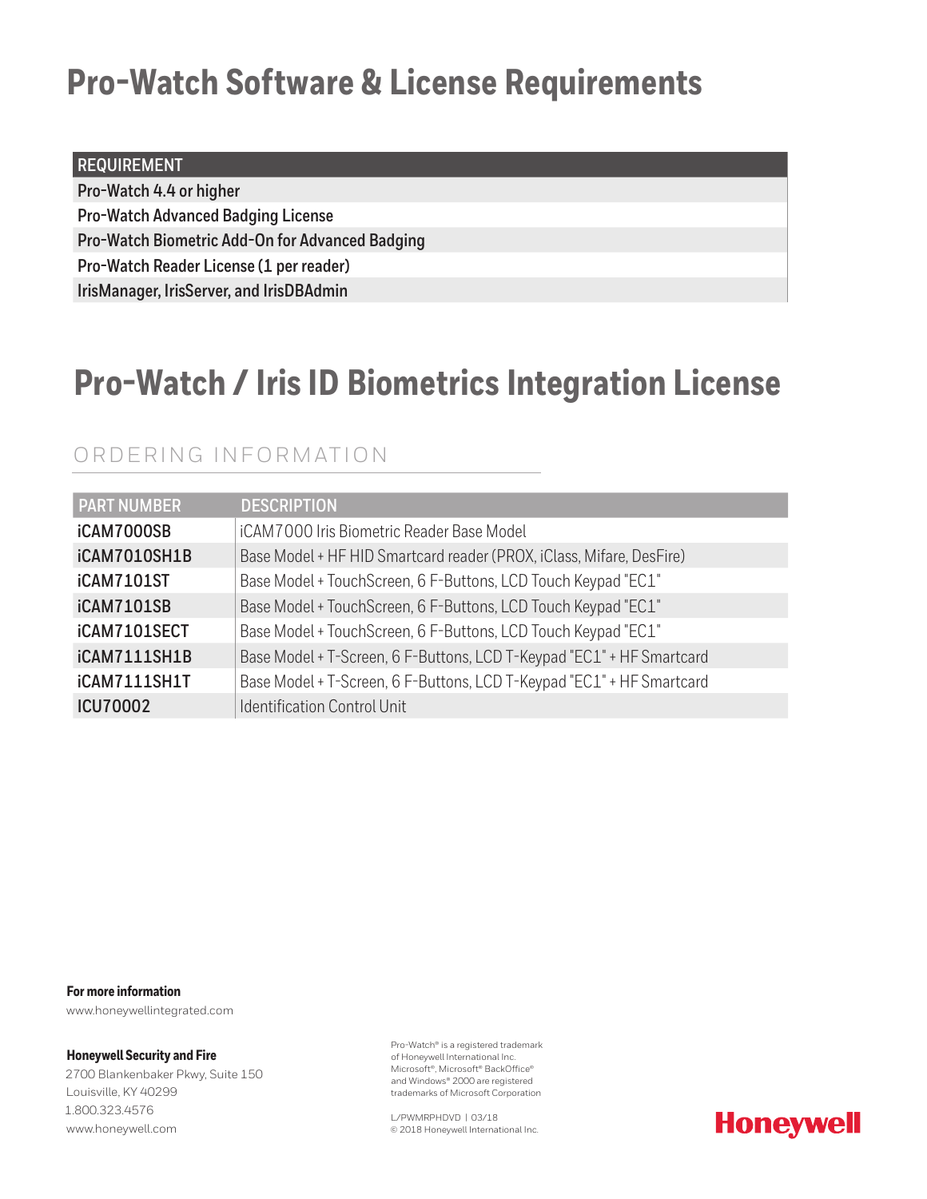# Pro-Watch Software & License Requirements

| REQUIREMENT |
| --- |
| Pro-Watch 4.4 or higher |
| Pro-Watch Advanced Badging License |
| Pro-Watch Biometric Add-On for Advanced Badging |
| Pro-Watch Reader License (1 per reader) |
| IrisManager, IrisServer, and IrisDBAdmin |

# Pro-Watch / Iris ID Biometrics Integration License

## ORDERING INFORMATION

| PART NUMBER | DESCRIPTION |
| --- | --- |
| iCAM7000SB | iCAM7000 Iris Biometric Reader Base Model |
| iCAM7010SH1B | Base Model + HF HID Smartcard reader (PROX, iClass, Mifare, DesFire) |
| iCAM7101ST | Base Model + TouchScreen, 6 F-Buttons, LCD Touch Keypad "EC1" |
| iCAM7101SB | Base Model + TouchScreen, 6 F-Buttons, LCD Touch Keypad "EC1" |
| iCAM7101SECT | Base Model + TouchScreen, 6 F-Buttons, LCD Touch Keypad "EC1" |
| iCAM7111SH1B | Base Model + T-Screen, 6 F-Buttons, LCD T-Keypad "EC1" + HF Smartcard |
| iCAM7111SH1T | Base Model + T-Screen, 6 F-Buttons, LCD T-Keypad "EC1" + HF Smartcard |
| ICU70002 | Identification Control Unit |

**For more information**
www.honeywellintegrated.com

**Honeywell Security and Fire**
2700 Blankenbaker Pkwy, Suite 150
Louisville, KY 40299
1.800.323.4576
www.honeywell.com

Pro-Watch® is a registered trademark of Honeywell International Inc. Microsoft®, Microsoft® BackOffice® and Windows® 2000 are registered trademarks of Microsoft Corporation

L/PWMRPHDVD | 03/18
© 2018 Honeywell International Inc.

Honeywell